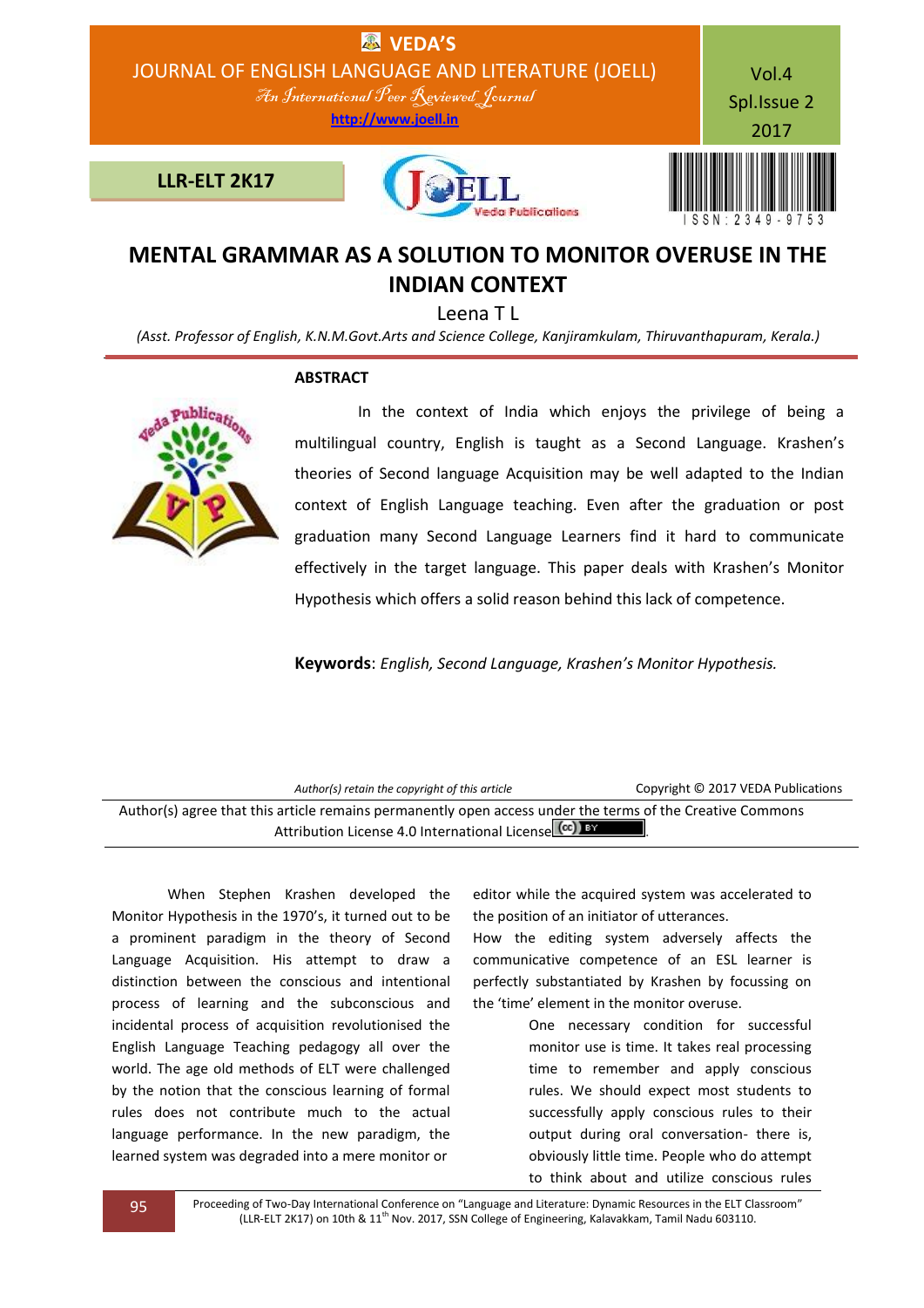# MENTAL GRAMMAR AS A SOLUTION TO MONITOR OVERUSE IN THE INDIAN CONTEXT

Leena T L

*(Asst. Professor of English, K.N.M.Govt.Arts and Science College, Kanjiramkulam, Thiruvanthapuram, Kerala.)*

## ABSTRACT

In the context of India which enjoys the privilege of being a multilingual country, English is taught as a Second Language. Krashen's theories of Second language Acquisition may be well adapted to the Indian context of English Language teaching. Even after the graduation or post graduation many Second Language Learners find it hard to communicate effectively in the target language. This paper deals with Krashen's Monitor Hypothesis which offers a solid reason behind this lack of competence.

**Keywords**: *English, Second Language, Krashen's Monitor Hypothesis.*

*Author(s) retain the copyright of this article* Copyright © 2017 VEDA Publications

Author(s) agree that this article remains permanently open access under the terms of the Creative Commons Attribution License 4.0 International License.

When Stephen Krashen developed the Monitor Hypothesis in the 1970's, it turned out to be a prominent paradigm in the theory of Second Language Acquisition. His attempt to draw a distinction between the conscious and intentional process of learning and the subconscious and incidental process of acquisition revolutionised the English Language Teaching pedagogy all over the world. The age old methods of ELT were challenged by the notion that the conscious learning of formal rules does not contribute much to the actual language performance. In the new paradigm, the learned system was degraded into a mere monitor or editor while the acquired system was accelerated to the position of an initiator of utterances.

How the editing system adversely affects the communicative competence of an ESL learner is perfectly substantiated by Krashen by focussing on the 'time' element in the monitor overuse.

> One necessary condition for successful monitor use is time. It takes real processing time to remember and apply conscious rules. We should expect most students to successfully apply conscious rules to their output during oral conversation- there is, obviously little time. People who do attempt to think about and utilize conscious rules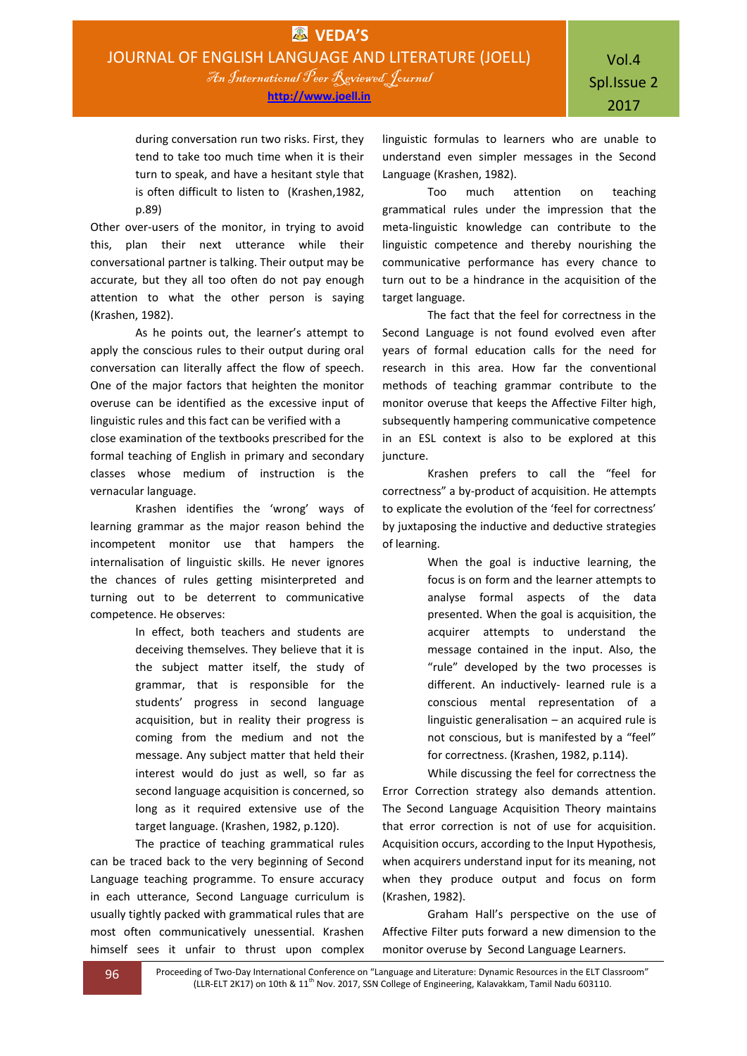> during conversation run two risks. First, they tend to take too much time when it is their turn to speak, and have a hesitant style that is often difficult to listen to (Krashen,1982, p.89)

Other over-users of the monitor, in trying to avoid this, plan their next utterance while their conversational partner is talking. Their output may be accurate, but they all too often do not pay enough attention to what the other person is saying (Krashen, 1982).

As he points out, the learner's attempt to apply the conscious rules to their output during oral conversation can literally affect the flow of speech. One of the major factors that heighten the monitor overuse can be identified as the excessive input of linguistic rules and this fact can be verified with a close examination of the textbooks prescribed for the formal teaching of English in primary and secondary classes whose medium of instruction is the vernacular language.

Krashen identifies the 'wrong' ways of learning grammar as the major reason behind the incompetent monitor use that hampers the internalisation of linguistic skills. He never ignores the chances of rules getting misinterpreted and turning out to be deterrent to communicative competence. He observes:

> In effect, both teachers and students are deceiving themselves. They believe that it is the subject matter itself, the study of grammar, that is responsible for the students' progress in second language acquisition, but in reality their progress is coming from the medium and not the message. Any subject matter that held their interest would do just as well, so far as second language acquisition is concerned, so long as it required extensive use of the target language. (Krashen, 1982, p.120).

The practice of teaching grammatical rules can be traced back to the very beginning of Second Language teaching programme. To ensure accuracy in each utterance, Second Language curriculum is usually tightly packed with grammatical rules that are most often communicatively unessential. Krashen himself sees it unfair to thrust upon complex linguistic formulas to learners who are unable to understand even simpler messages in the Second Language (Krashen, 1982).

Too much attention on teaching grammatical rules under the impression that the meta-linguistic knowledge can contribute to the linguistic competence and thereby nourishing the communicative performance has every chance to turn out to be a hindrance in the acquisition of the target language.

The fact that the feel for correctness in the Second Language is not found evolved even after years of formal education calls for the need for research in this area. How far the conventional methods of teaching grammar contribute to the monitor overuse that keeps the Affective Filter high, subsequently hampering communicative competence in an ESL context is also to be explored at this juncture.

Krashen prefers to call the "feel for correctness" a by-product of acquisition. He attempts to explicate the evolution of the 'feel for correctness' by juxtaposing the inductive and deductive strategies of learning.

> When the goal is inductive learning, the focus is on form and the learner attempts to analyse formal aspects of the data presented. When the goal is acquisition, the acquirer attempts to understand the message contained in the input. Also, the "rule" developed by the two processes is different. An inductively- learned rule is a conscious mental representation of a linguistic generalisation – an acquired rule is not conscious, but is manifested by a "feel" for correctness. (Krashen, 1982, p.114).

While discussing the feel for correctness the Error Correction strategy also demands attention. The Second Language Acquisition Theory maintains that error correction is not of use for acquisition. Acquisition occurs, according to the Input Hypothesis, when acquirers understand input for its meaning, not when they produce output and focus on form (Krashen, 1982).

Graham Hall's perspective on the use of Affective Filter puts forward a new dimension to the monitor overuse by Second Language Learners.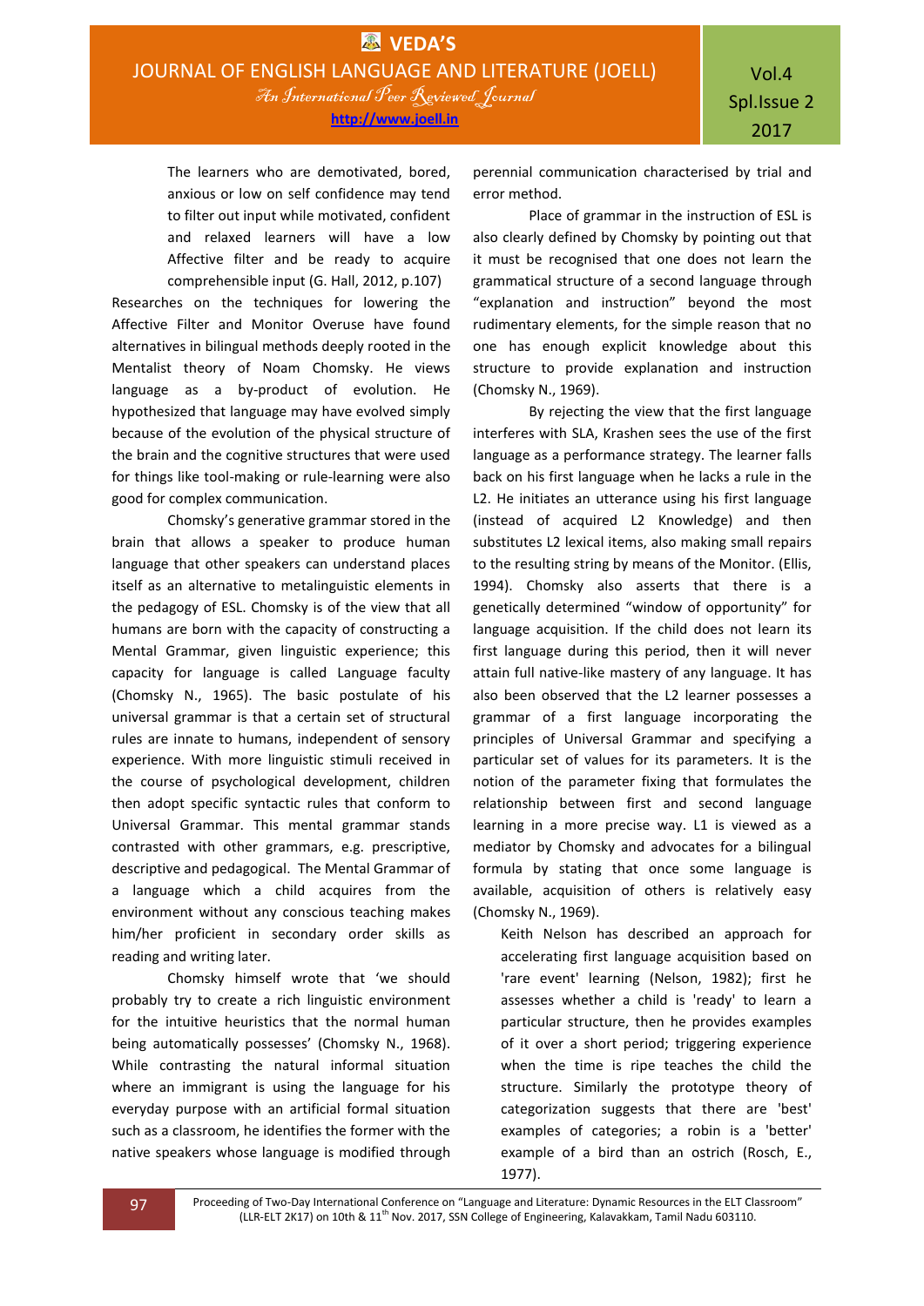> The learners who are demotivated, bored, anxious or low on self confidence may tend to filter out input while motivated, confident and relaxed learners will have a low Affective filter and be ready to acquire comprehensible input (G. Hall, 2012, p.107)

Researches on the techniques for lowering the Affective Filter and Monitor Overuse have found alternatives in bilingual methods deeply rooted in the Mentalist theory of Noam Chomsky. He views language as a by-product of evolution. He hypothesized that language may have evolved simply because of the evolution of the physical structure of the brain and the cognitive structures that were used for things like tool-making or rule-learning were also good for complex communication.

Chomsky's generative grammar stored in the brain that allows a speaker to produce human language that other speakers can understand places itself as an alternative to metalinguistic elements in the pedagogy of ESL. Chomsky is of the view that all humans are born with the capacity of constructing a Mental Grammar, given linguistic experience; this capacity for language is called Language faculty (Chomsky N., 1965). The basic postulate of his universal grammar is that a certain set of structural rules are innate to humans, independent of sensory experience. With more linguistic stimuli received in the course of psychological development, children then adopt specific syntactic rules that conform to Universal Grammar. This mental grammar stands contrasted with other grammars, e.g. prescriptive, descriptive and pedagogical. The Mental Grammar of a language which a child acquires from the environment without any conscious teaching makes him/her proficient in secondary order skills as reading and writing later.

Chomsky himself wrote that 'we should probably try to create a rich linguistic environment for the intuitive heuristics that the normal human being automatically possesses' (Chomsky N., 1968). While contrasting the natural informal situation where an immigrant is using the language for his everyday purpose with an artificial formal situation such as a classroom, he identifies the former with the native speakers whose language is modified through perennial communication characterised by trial and error method.

Place of grammar in the instruction of ESL is also clearly defined by Chomsky by pointing out that it must be recognised that one does not learn the grammatical structure of a second language through "explanation and instruction" beyond the most rudimentary elements, for the simple reason that no one has enough explicit knowledge about this structure to provide explanation and instruction (Chomsky N., 1969).

By rejecting the view that the first language interferes with SLA, Krashen sees the use of the first language as a performance strategy. The learner falls back on his first language when he lacks a rule in the L2. He initiates an utterance using his first language (instead of acquired L2 Knowledge) and then substitutes L2 lexical items, also making small repairs to the resulting string by means of the Monitor. (Ellis, 1994). Chomsky also asserts that there is a genetically determined "window of opportunity" for language acquisition. If the child does not learn its first language during this period, then it will never attain full native-like mastery of any language. It has also been observed that the L2 learner possesses a grammar of a first language incorporating the principles of Universal Grammar and specifying a particular set of values for its parameters. It is the notion of the parameter fixing that formulates the relationship between first and second language learning in a more precise way. L1 is viewed as a mediator by Chomsky and advocates for a bilingual formula by stating that once some language is available, acquisition of others is relatively easy (Chomsky N., 1969).

> Keith Nelson has described an approach for accelerating first language acquisition based on 'rare event' learning (Nelson, 1982); first he assesses whether a child is 'ready' to learn a particular structure, then he provides examples of it over a short period; triggering experience when the time is ripe teaches the child the structure. Similarly the prototype theory of categorization suggests that there are 'best' examples of categories; a robin is a 'better' example of a bird than an ostrich (Rosch, E., 1977).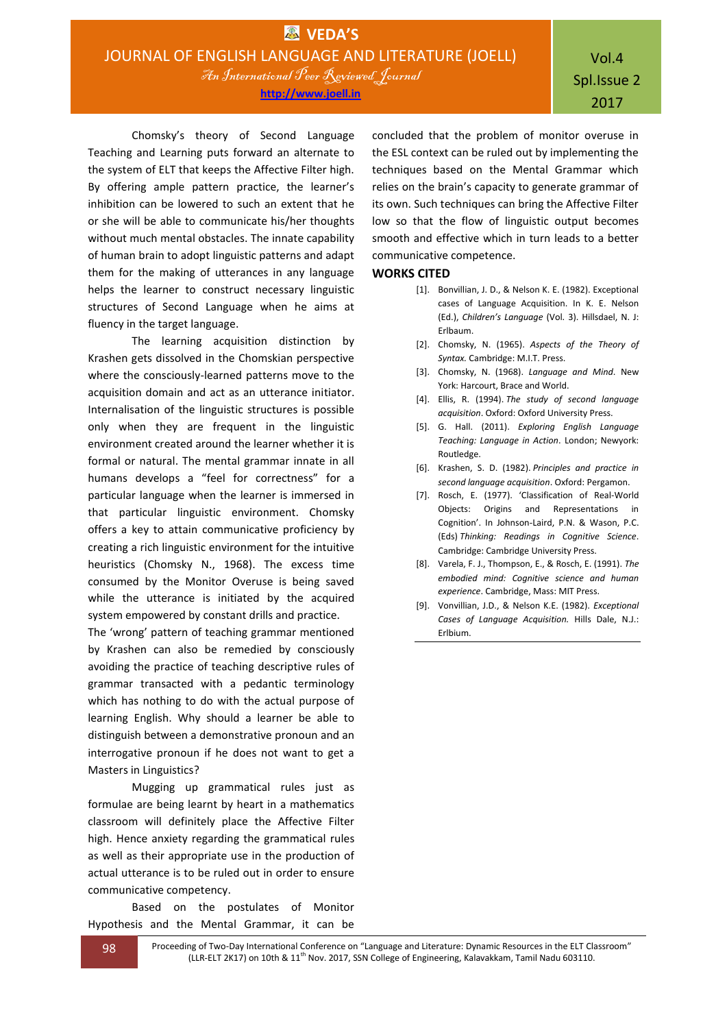Chomsky's theory of Second Language Teaching and Learning puts forward an alternate to the system of ELT that keeps the Affective Filter high. By offering ample pattern practice, the learner's inhibition can be lowered to such an extent that he or she will be able to communicate his/her thoughts without much mental obstacles. The innate capability of human brain to adopt linguistic patterns and adapt them for the making of utterances in any language helps the learner to construct necessary linguistic structures of Second Language when he aims at fluency in the target language.

The learning acquisition distinction by Krashen gets dissolved in the Chomskian perspective where the consciously-learned patterns move to the acquisition domain and act as an utterance initiator. Internalisation of the linguistic structures is possible only when they are frequent in the linguistic environment created around the learner whether it is formal or natural. The mental grammar innate in all humans develops a "feel for correctness" for a particular language when the learner is immersed in that particular linguistic environment. Chomsky offers a key to attain communicative proficiency by creating a rich linguistic environment for the intuitive heuristics (Chomsky N., 1968). The excess time consumed by the Monitor Overuse is being saved while the utterance is initiated by the acquired system empowered by constant drills and practice.

The 'wrong' pattern of teaching grammar mentioned by Krashen can also be remedied by consciously avoiding the practice of teaching descriptive rules of grammar transacted with a pedantic terminology which has nothing to do with the actual purpose of learning English. Why should a learner be able to distinguish between a demonstrative pronoun and an interrogative pronoun if he does not want to get a Masters in Linguistics?

Mugging up grammatical rules just as formulae are being learnt by heart in a mathematics classroom will definitely place the Affective Filter high. Hence anxiety regarding the grammatical rules as well as their appropriate use in the production of actual utterance is to be ruled out in order to ensure communicative competency.

Based on the postulates of Monitor Hypothesis and the Mental Grammar, it can be concluded that the problem of monitor overuse in the ESL context can be ruled out by implementing the techniques based on the Mental Grammar which relies on the brain's capacity to generate grammar of its own. Such techniques can bring the Affective Filter low so that the flow of linguistic output becomes smooth and effective which in turn leads to a better communicative competence.

## WORKS CITED

[1]. Bonvillian, J. D., & Nelson K. E. (1982). Exceptional cases of Language Acquisition. In K. E. Nelson (Ed.), *Children's Language* (Vol. 3). Hillsdael, N. J: Erlbaum.

[2]. Chomsky, N. (1965). *Aspects of the Theory of Syntax.* Cambridge: M.I.T. Press.

[3]. Chomsky, N. (1968). *Language and Mind.* New York: Harcourt, Brace and World.

[4]. Ellis, R. (1994). *The study of second language acquisition*. Oxford: Oxford University Press.

[5]. G. Hall. (2011). *Exploring English Language Teaching: Language in Action*. London; Newyork: Routledge.

[6]. Krashen, S. D. (1982). *Principles and practice in second language acquisition*. Oxford: Pergamon.

[7]. Rosch, E. (1977). 'Classification of Real-World Objects: Origins and Representations in Cognition'. In Johnson-Laird, P.N. & Wason, P.C. (Eds) *Thinking: Readings in Cognitive Science*. Cambridge: Cambridge University Press.

[8]. Varela, F. J., Thompson, E., & Rosch, E. (1991). *The embodied mind: Cognitive science and human experience*. Cambridge, Mass: MIT Press.

[9]. Vonvillian, J.D., & Nelson K.E. (1982). *Exceptional Cases of Language Acquisition.* Hills Dale, N.J.: Erlbium.